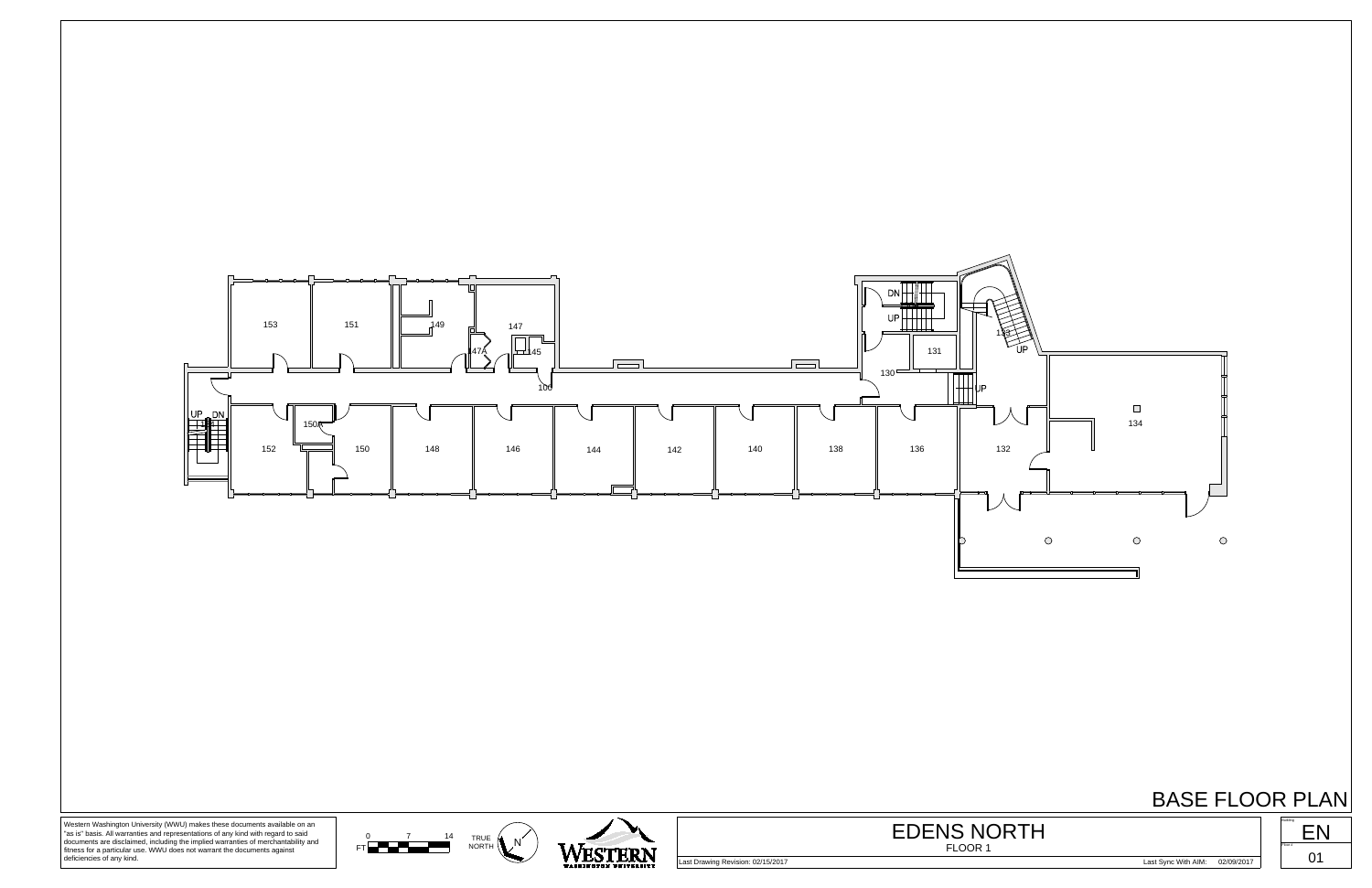# BASE FLOOR PLAN

153 151 149 147 147A 145 100 131 130 133 UP DN UP UP 134 132 136 138 140 142 144 146 148 150 150A 152 UP DN

Western Washington University (WWU) makes these documents available on an "as is" basis. All warranties and representations of any kind with regard to said documents are disclaimed, including the implied warranties of merchantability and fitness for a particular use. WWU does not warrant the documents against deficiencies of any kind.

FT 0 7 14

TRUE NORTH N

WESTERN WASHINGTON UNIVERSITY

## EDENS NORTH

FLOOR 1

Last Drawing Revision: 02/15/2017

Last Sync With AIM: 02/09/2017

Building: EN

Floor: 01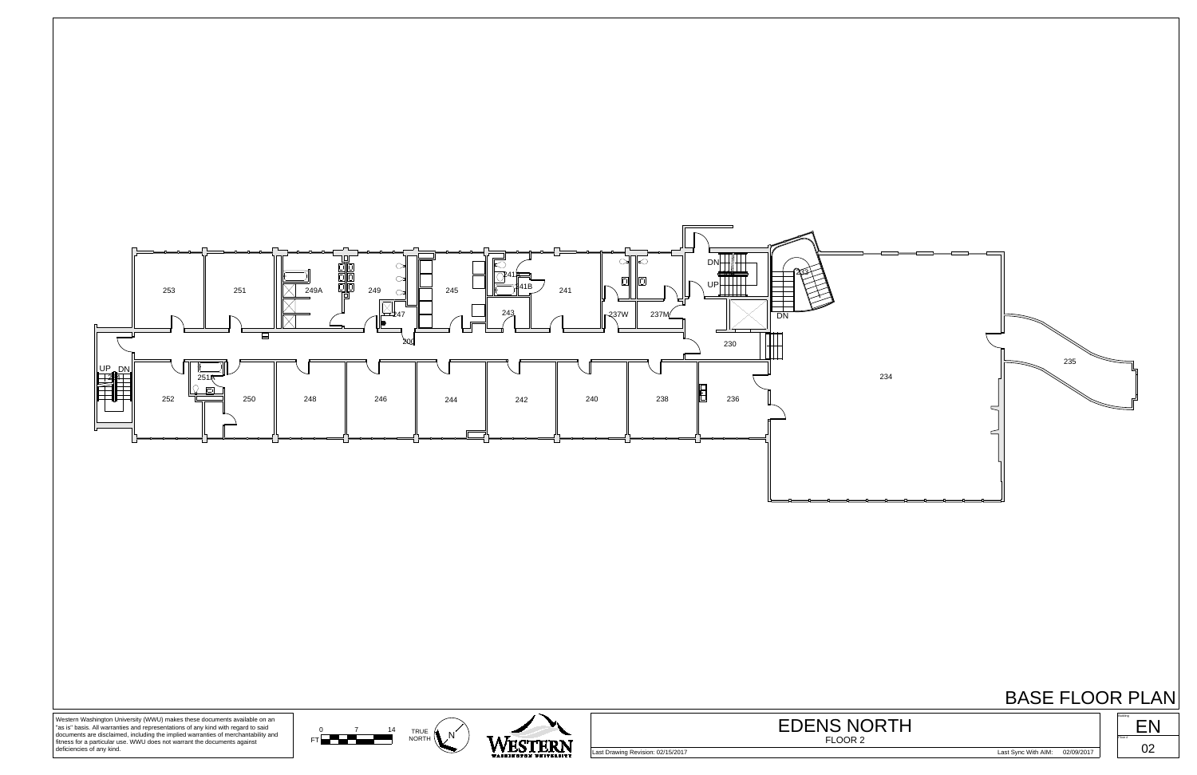253

251

249A

249

245

241A

241B

241

243

247

237W

237M

DN

UP

233

DN

230

200

234

235

UP DN

254

251A

252

250

248

246

244

242

240

238

236

# BASE FLOOR PLAN

Western Washington University (WWU) makes these documents available on an "as is" basis. All warranties and representations of any kind with regard to said documents are disclaimed, including the implied warranties of merchantability and fitness for a particular use. WWU does not warrant the documents against deficiencies of any kind.

0 7 14 FT

TRUE NORTH N

WESTERN WASHINGTON UNIVERSITY

## EDENS NORTH

FLOOR 2

Last Drawing Revision: 02/15/2017

Last Sync With AIM: 02/09/2017

Building EN

Floor # 02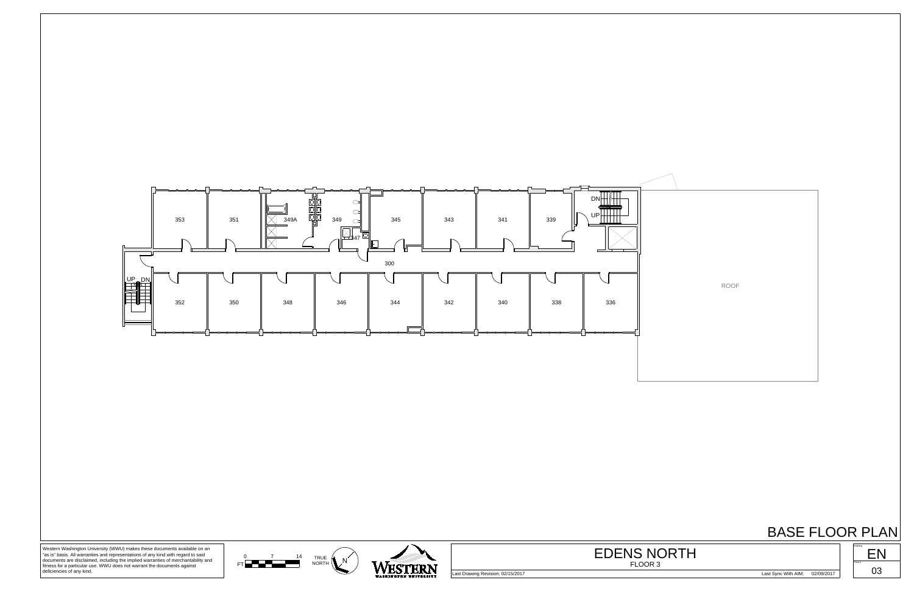353 351 349A 349 345 343 341 339

DN

UP

347

300

UP DN

352 350 348 346 344 342 340 338 336

ROOF

# BASE FLOOR PLAN

Western Washington University (WWU) makes these documents available on an "as is" basis. All warranties and representations of any kind with regard to said documents are disclaimed, including the implied warranties of merchantability and fitness for a particular use. WWU does not warrant the documents against deficiencies of any kind.

FT 0 7 14

TRUE NORTH N

WESTERN WASHINGTON UNIVERSITY

## EDENS NORTH

FLOOR 3

Last Drawing Revision: 02/15/2017

Last Sync With AIM: 02/09/2017

Building: EN

Floor: 03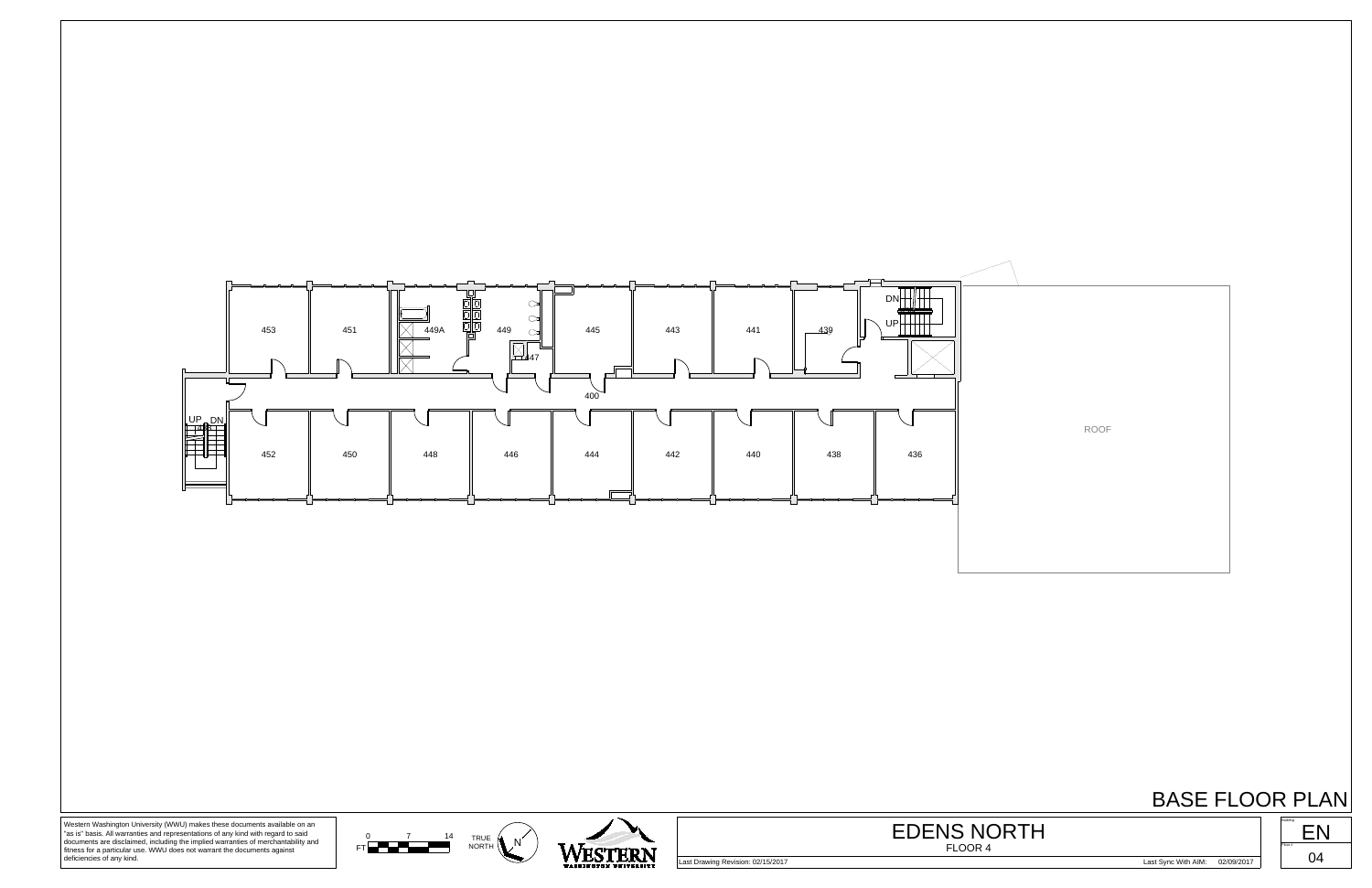# EDENS NORTH

FLOOR 4

## BASE FLOOR PLAN

453 451 449A 449 447 445 443 441 439

DN UP

400

UP DN 498

452 450 448 446 444 442 440 438 436

ROOF

Western Washington University (WWU) makes these documents available on an "as is" basis. All warranties and representations of any kind with regard to said documents are disclaimed, including the implied warranties of merchantability and fitness for a particular use. WWU does not warrant the documents against deficiencies of any kind.

FT 0 7 14

TRUE NORTH N

WESTERN WASHINGTON UNIVERSITY

Last Drawing Revision: 02/15/2017

Last Sync With AIM: 02/09/2017

Building EN

Floor 04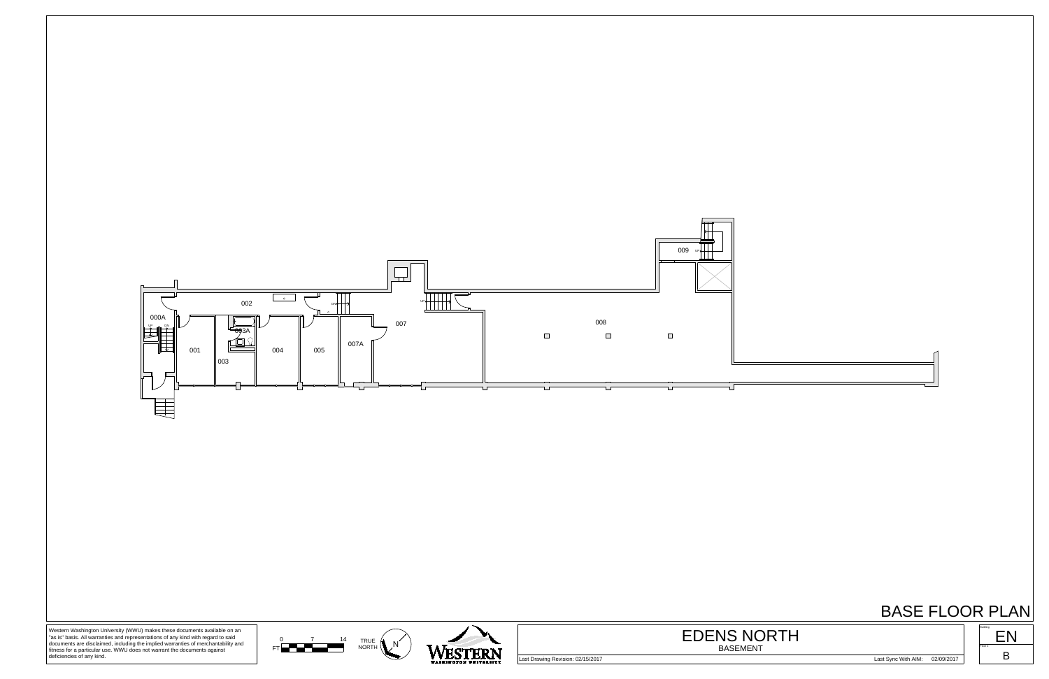002

000A

UP DN

001

003A

003

004

005

DN

007A

007

UP

008

009 UP

# BASE FLOOR PLAN

Western Washington University (WWU) makes these documents available on an "as is" basis. All warranties and representations of any kind with regard to said documents are disclaimed, including the implied warranties of merchantability and fitness for a particular use. WWU does not warrant the documents against deficiencies of any kind.

0 7 14

FT

TRUE NORTH

N

WESTERN WASHINGTON UNIVERSITY

## EDENS NORTH

BASEMENT

Last Drawing Revision: 02/15/2017

Last Sync With AIM: 02/09/2017

Building

EN

Floor

B